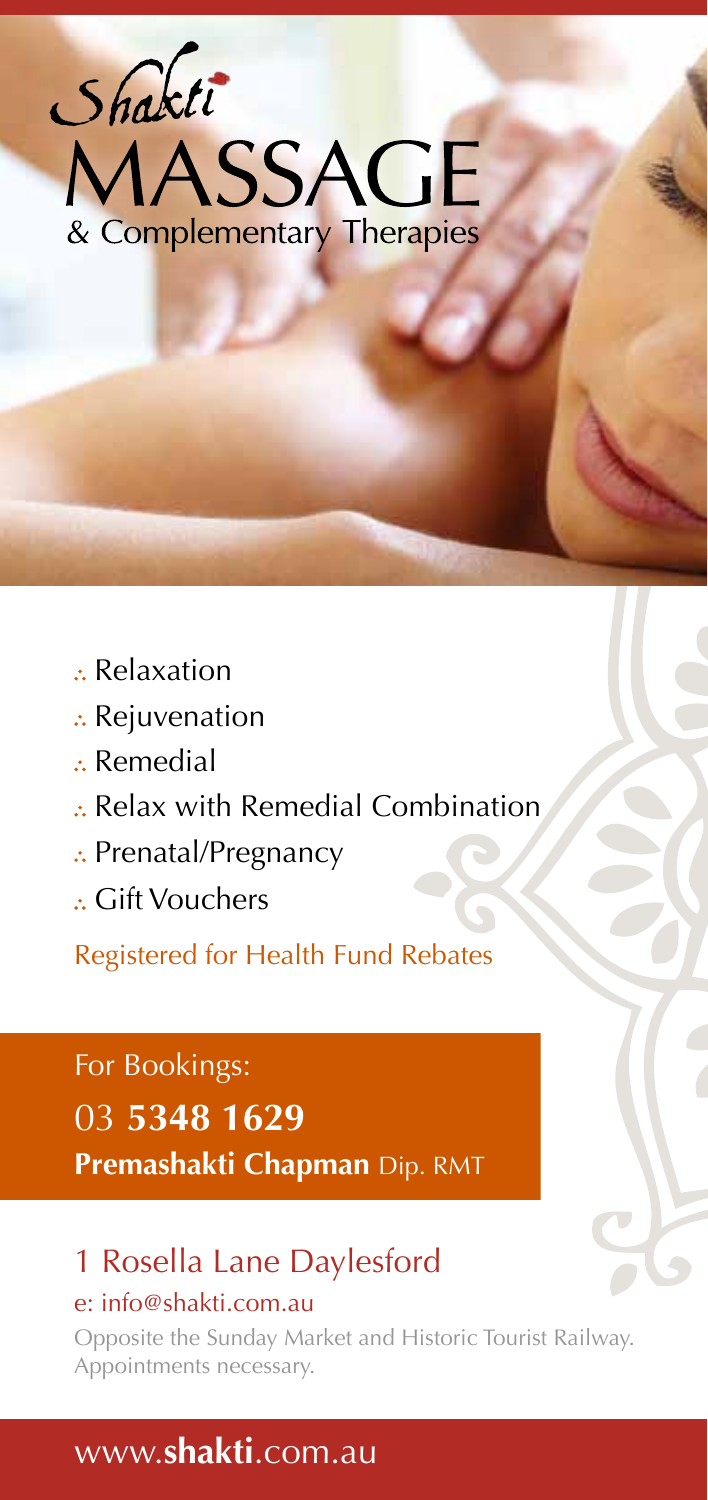# Shakti MASSAGE

## & Complementary Therapies

- Relaxation
- Rejuvenation
- Remedial
- Relax with Remedial Combination
- Prenatal/Pregnancy
- Gift Vouchers

Registered for Health Fund Rebates

For Bookings:

03 **5348 1629**

**Premashakti Chapman** Dip. RMT

## 1 Rosella Lane Daylesford

e: info@shakti.com.au

Opposite the Sunday Market and Historic Tourist Railway. Appointments necessary.

www.**shakti**.com.au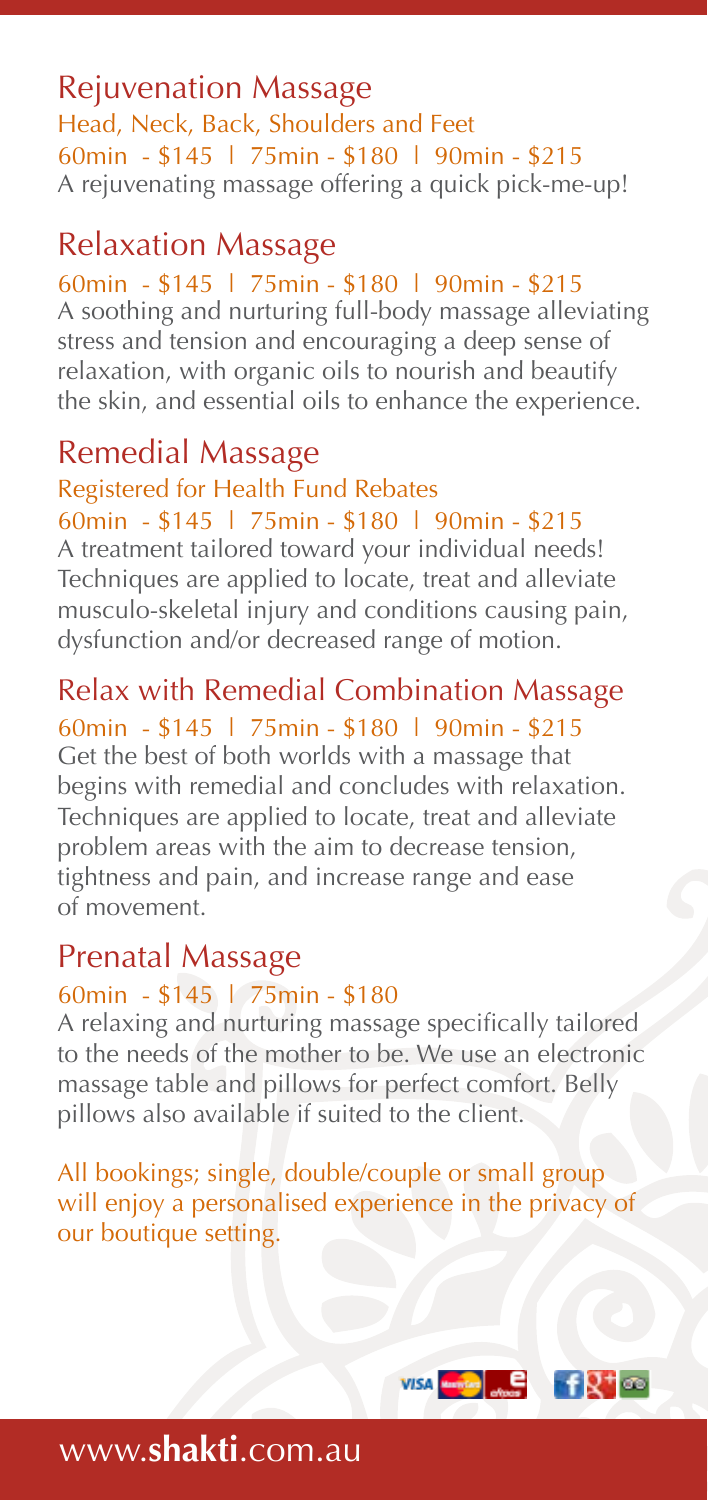## Rejuvenation Massage

Head, Neck, Back, Shoulders and Feet

60min - $145 | 75min - $180 | 90min - $215

A rejuvenating massage offering a quick pick-me-up!

## Relaxation Massage

60min - $145 | 75min - $180 | 90min - $215

A soothing and nurturing full-body massage alleviating stress and tension and encouraging a deep sense of relaxation, with organic oils to nourish and beautify the skin, and essential oils to enhance the experience.

## Remedial Massage

Registered for Health Fund Rebates

60min - $145 | 75min - $180 | 90min - $215

A treatment tailored toward your individual needs! Techniques are applied to locate, treat and alleviate musculo-skeletal injury and conditions causing pain, dysfunction and/or decreased range of motion.

## Relax with Remedial Combination Massage

60min - $145 | 75min - $180 | 90min - $215

Get the best of both worlds with a massage that begins with remedial and concludes with relaxation. Techniques are applied to locate, treat and alleviate problem areas with the aim to decrease tension, tightness and pain, and increase range and ease of movement.

## Prenatal Massage

60min - $145 | 75min - $180

A relaxing and nurturing massage specifically tailored to the needs of the mother to be. We use an electronic massage table and pillows for perfect comfort. Belly pillows also available if suited to the client.

All bookings; single, double/couple or small group will enjoy a personalised experience in the privacy of our boutique setting.

www.**shakti**.com.au